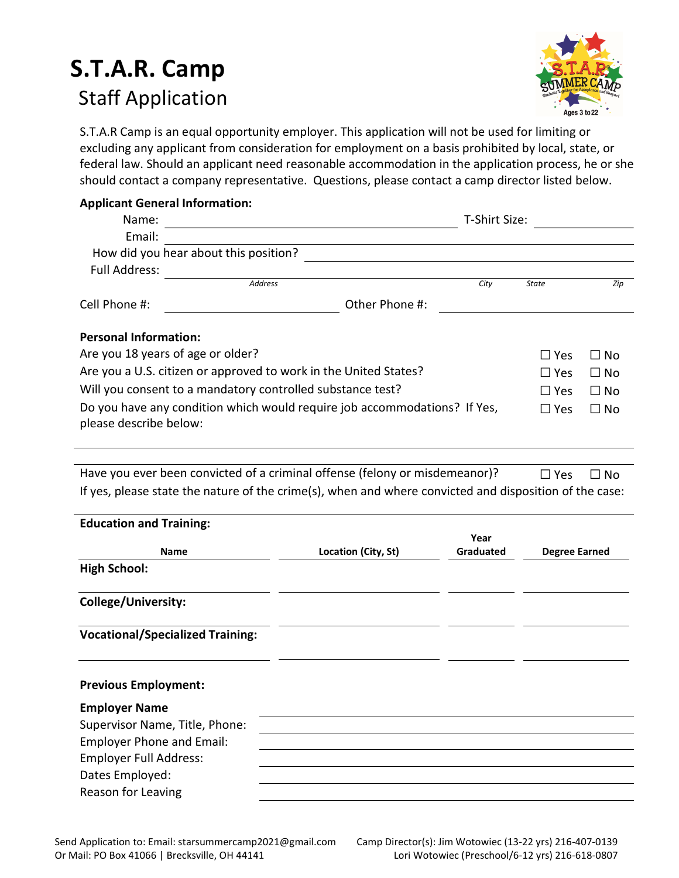# S.T.A.R. Camp

## Staff Application

S.T.A.R Camp is an equal opportunity employer. This application will not be used for limiting or excluding any applicant from consideration for employment on a basis prohibited by local, state, or federal law. Should an applicant need reasonable accommodation in the application process, he or she should contact a company representative. Questions, please contact a camp director listed below.

**Applicant General Information:**

Name: ______________________________ T-Shirt Size: __________

Email: ______________________________

How did you hear about this position? ______________________________

Full Address: ______________________________
*Address* *City* *State* *Zip*

Cell Phone #: ______________________________ Other Phone #: ______________________________

**Personal Information:**

Are you 18 years of age or older? ☐ Yes ☐ No

Are you a U.S. citizen or approved to work in the United States? ☐ Yes ☐ No

Will you consent to a mandatory controlled substance test? ☐ Yes ☐ No

Do you have any condition which would require job accommodations? If Yes, please describe below: ☐ Yes ☐ No

______________________________

Have you ever been convicted of a criminal offense (felony or misdemeanor)? ☐ Yes ☐ No

If yes, please state the nature of the crime(s), when and where convicted and disposition of the case:

______________________________

**Education and Training:**

| Name | Location (City, St) | Year Graduated | Degree Earned |
|---|---|---|---|
| **High School:** | | | |
| **College/University:** | | | |
| **Vocational/Specialized Training:** | | | |

**Previous Employment:**

**Employer Name** ______________________________

Supervisor Name, Title, Phone: ______________________________

Employer Phone and Email: ______________________________

Employer Full Address: ______________________________

Dates Employed: ______________________________

Reason for Leaving ______________________________

Send Application to: Email: starsummercamp2021@gmail.com
Or Mail: PO Box 41066 | Brecksville, OH 44141

Camp Director(s): Jim Wotowiec (13-22 yrs) 216-407-0139
Lori Wotowiec (Preschool/6-12 yrs) 216-618-0807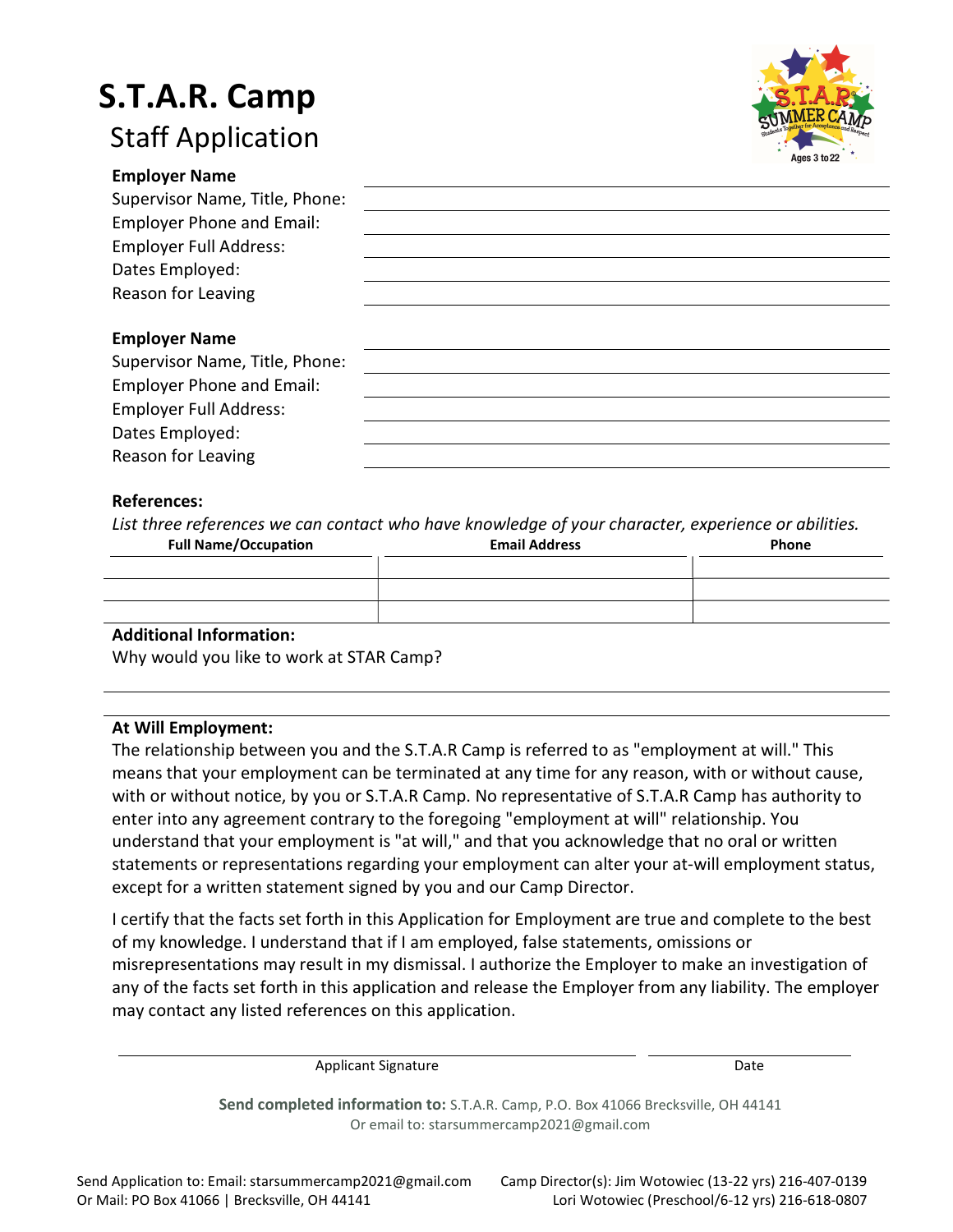# S.T.A.R. Camp

## Staff Application

**Employer Name**

Supervisor Name, Title, Phone:

Employer Phone and Email:

Employer Full Address:

Dates Employed:

Reason for Leaving

**Employer Name**

Supervisor Name, Title, Phone:

Employer Phone and Email:

Employer Full Address:

Dates Employed:

Reason for Leaving

**References:**

*List three references we can contact who have knowledge of your character, experience or abilities.*

| Full Name/Occupation | Email Address | Phone |
|---|---|---|
| | | |
| | | |
| | | |

**Additional Information:**

Why would you like to work at STAR Camp?

**At Will Employment:**

The relationship between you and the S.T.A.R Camp is referred to as "employment at will." This means that your employment can be terminated at any time for any reason, with or without cause, with or without notice, by you or S.T.A.R Camp. No representative of S.T.A.R Camp has authority to enter into any agreement contrary to the foregoing "employment at will" relationship. You understand that your employment is "at will," and that you acknowledge that no oral or written statements or representations regarding your employment can alter your at-will employment status, except for a written statement signed by you and our Camp Director.

I certify that the facts set forth in this Application for Employment are true and complete to the best of my knowledge. I understand that if I am employed, false statements, omissions or misrepresentations may result in my dismissal. I authorize the Employer to make an investigation of any of the facts set forth in this application and release the Employer from any liability. The employer may contact any listed references on this application.

Applicant Signature　　　　　　　　Date

**Send completed information to:** S.T.A.R. Camp, P.O. Box 41066 Brecksville, OH 44141
Or email to: starsummercamp2021@gmail.com

Send Application to: Email: starsummercamp2021@gmail.com
Or Mail: PO Box 41066 | Brecksville, OH 44141

Camp Director(s): Jim Wotowiec (13-22 yrs) 216-407-0139
Lori Wotowiec (Preschool/6-12 yrs) 216-618-0807